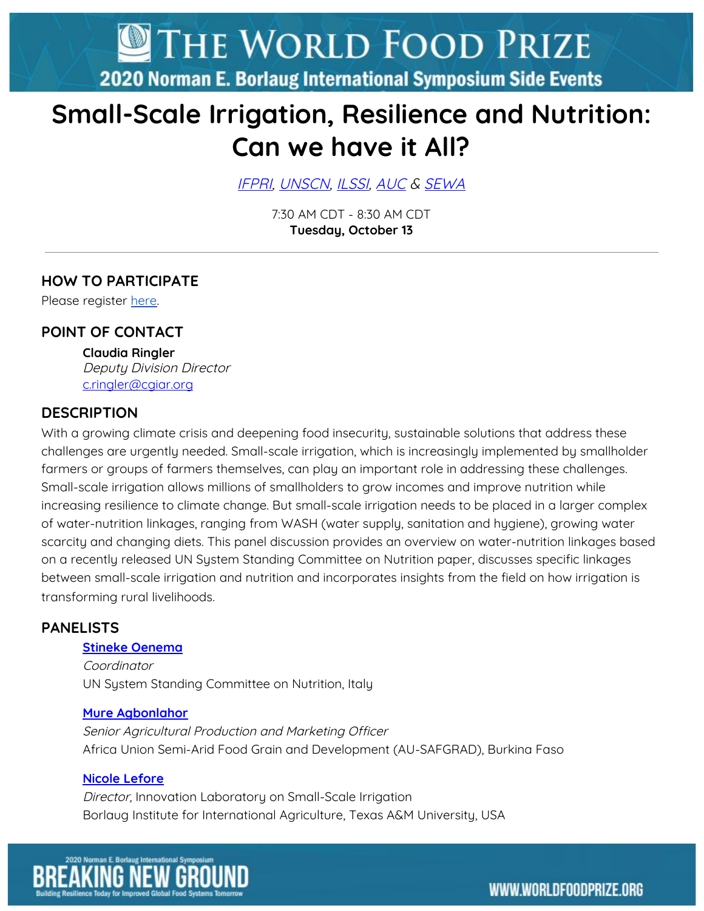# THE WORLD FOOD PRIZE

## 2020 Norman E. Borlaug International Symposium Side Events

# Small-Scale Irrigation, Resilience and Nutrition: Can we have it All?

IFPRI, UNSCN, ILSSI, AUC & SEWA

7:30 AM CDT - 8:30 AM CDT
**Tuesday, October 13**

---

## HOW TO PARTICIPATE

Please register here.

## POINT OF CONTACT

**Claudia Ringler**
*Deputy Division Director*
c.ringler@cgiar.org

## DESCRIPTION

With a growing climate crisis and deepening food insecurity, sustainable solutions that address these challenges are urgently needed. Small-scale irrigation, which is increasingly implemented by smallholder farmers or groups of farmers themselves, can play an important role in addressing these challenges. Small-scale irrigation allows millions of smallholders to grow incomes and improve nutrition while increasing resilience to climate change. But small-scale irrigation needs to be placed in a larger complex of water-nutrition linkages, ranging from WASH (water supply, sanitation and hygiene), growing water scarcity and changing diets. This panel discussion provides an overview on water-nutrition linkages based on a recently released UN System Standing Committee on Nutrition paper, discusses specific linkages between small-scale irrigation and nutrition and incorporates insights from the field on how irrigation is transforming rural livelihoods.

## PANELISTS

**Stineke Oenema**
*Coordinator*
UN System Standing Committee on Nutrition, Italy

**Mure Agbonlahor**
*Senior Agricultural Production and Marketing Officer*
Africa Union Semi-Arid Food Grain and Development (AU-SAFGRAD), Burkina Faso

**Nicole Lefore**
*Director,* Innovation Laboratory on Small-Scale Irrigation
Borlaug Institute for International Agriculture, Texas A&M University, USA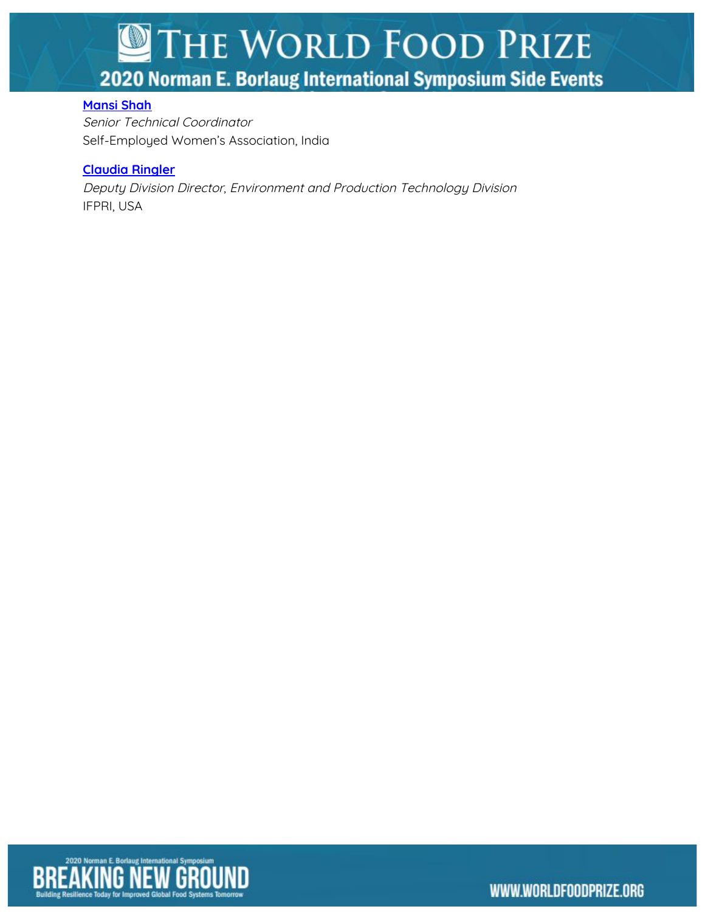**Mansi Shah**
*Senior Technical Coordinator*
Self-Employed Women's Association, India

**Claudia Ringler**
*Deputy Division Director, Environment and Production Technology Division*
IFPRI, USA